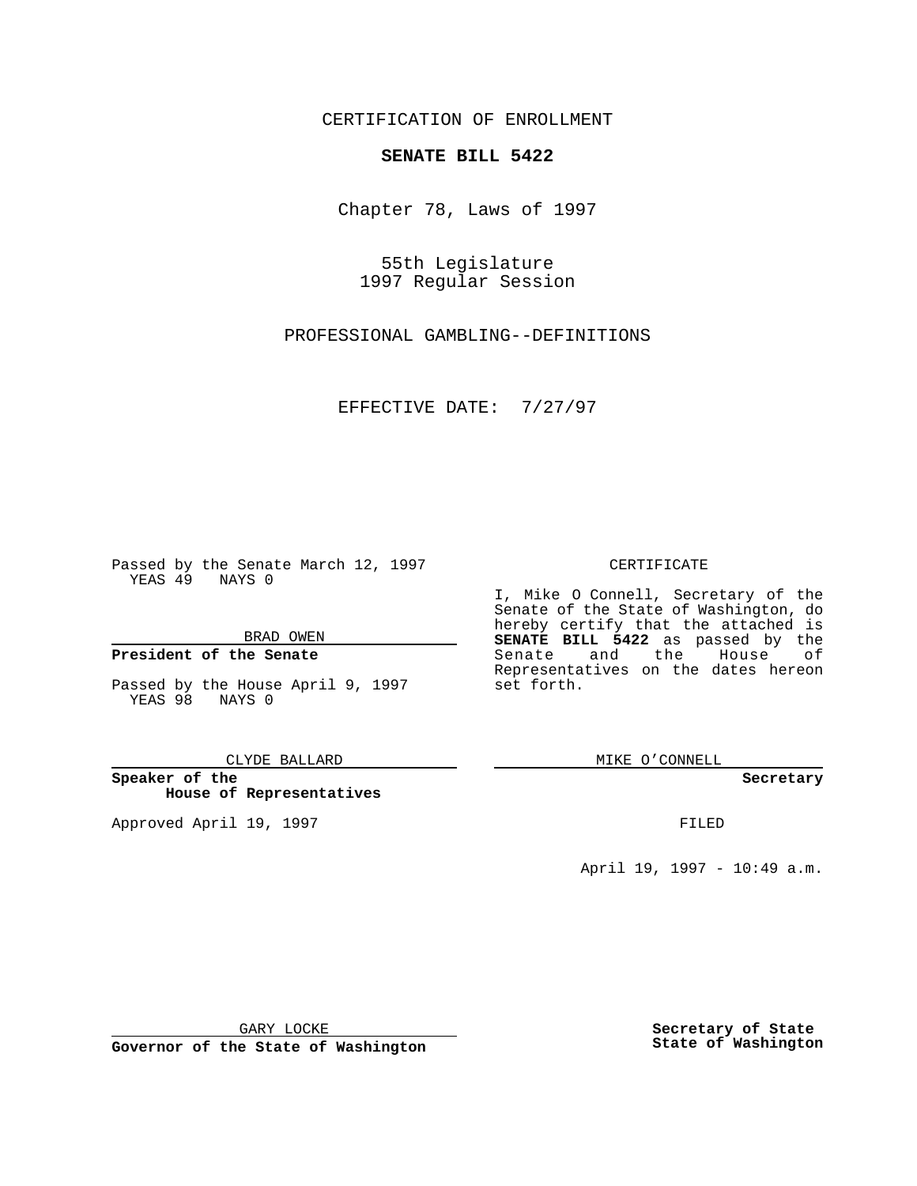CERTIFICATION OF ENROLLMENT

**SENATE BILL 5422**

Chapter 78, Laws of 1997

55th Legislature
1997 Regular Session

PROFESSIONAL GAMBLING--DEFINITIONS

EFFECTIVE DATE: 7/27/97

Passed by the Senate March 12, 1997
YEAS 49 NAYS 0

BRAD OWEN

**President of the Senate**

Passed by the House April 9, 1997
YEAS 98 NAYS 0

CLYDE BALLARD

**Speaker of the House of Representatives**

Approved April 19, 1997

GARY LOCKE

**Governor of the State of Washington**

CERTIFICATE

I, Mike O Connell, Secretary of the Senate of the State of Washington, do hereby certify that the attached is **SENATE BILL 5422** as passed by the Senate and the House of Representatives on the dates hereon set forth.

MIKE O'CONNELL

**Secretary**

FILED

April 19, 1997 - 10:49 a.m.

**Secretary of State**
**State of Washington**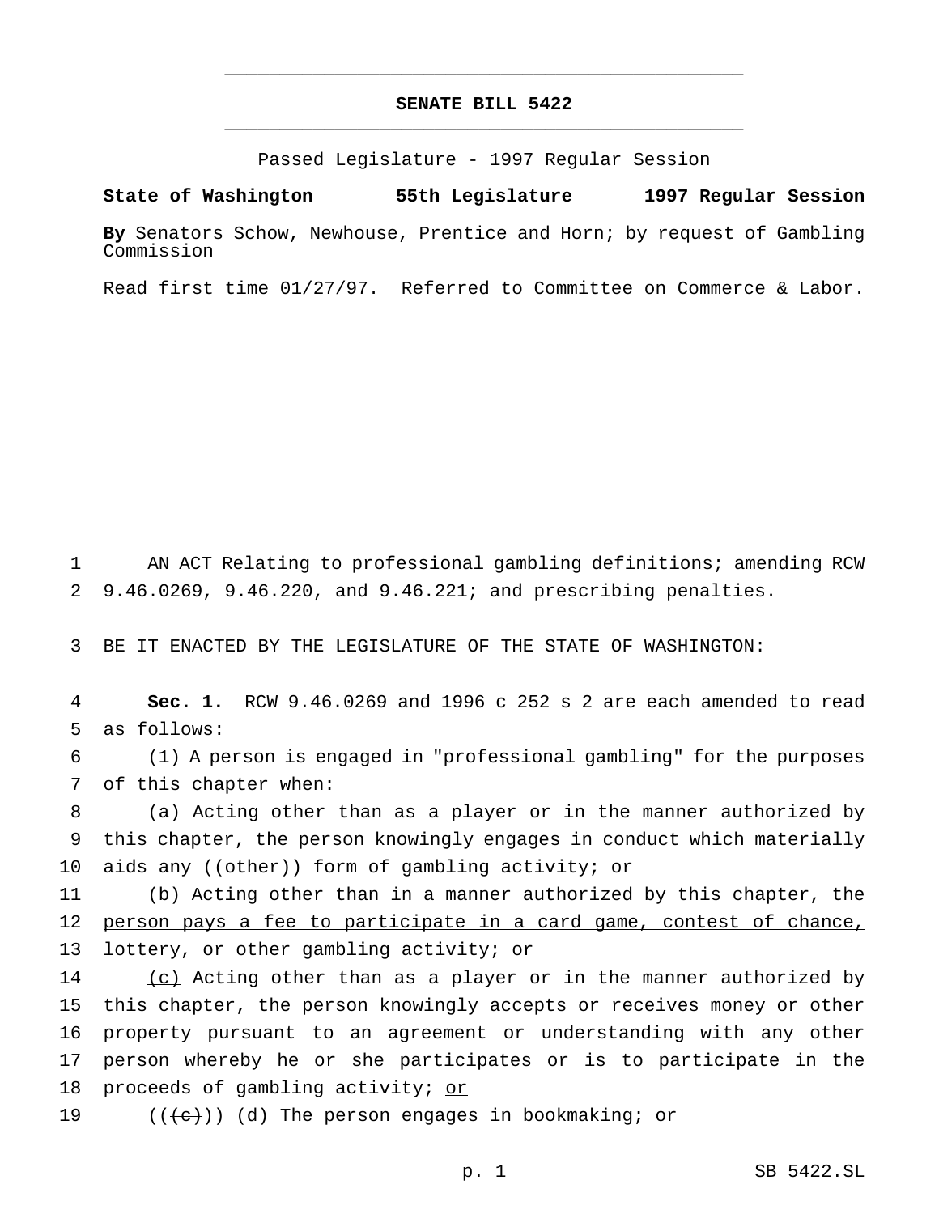# SENATE BILL 5422

Passed Legislature - 1997 Regular Session

**State of Washington 55th Legislature 1997 Regular Session**

**By** Senators Schow, Newhouse, Prentice and Horn; by request of Gambling Commission

Read first time 01/27/97. Referred to Committee on Commerce & Labor.

1 AN ACT Relating to professional gambling definitions; amending RCW
2 9.46.0269, 9.46.220, and 9.46.221; and prescribing penalties.

3 BE IT ENACTED BY THE LEGISLATURE OF THE STATE OF WASHINGTON:

4 **Sec. 1.** RCW 9.46.0269 and 1996 c 252 s 2 are each amended to read
5 as follows:

6 (1) A person is engaged in "professional gambling" for the purposes
7 of this chapter when:

8 (a) Acting other than as a player or in the manner authorized by
9 this chapter, the person knowingly engages in conduct which materially
10 aids any ((~~other~~)) form of gambling activity; or

11 (b) <u>Acting other than in a manner authorized by this chapter, the</u>
12 <u>person pays a fee to participate in a card game, contest of chance,</u>
13 <u>lottery, or other gambling activity; or</u>

14 <u>(c)</u> Acting other than as a player or in the manner authorized by
15 this chapter, the person knowingly accepts or receives money or other
16 property pursuant to an agreement or understanding with any other
17 person whereby he or she participates or is to participate in the
18 proceeds of gambling activity; <u>or</u>

19 ((~~(c)~~)) <u>(d)</u> The person engages in bookmaking; <u>or</u>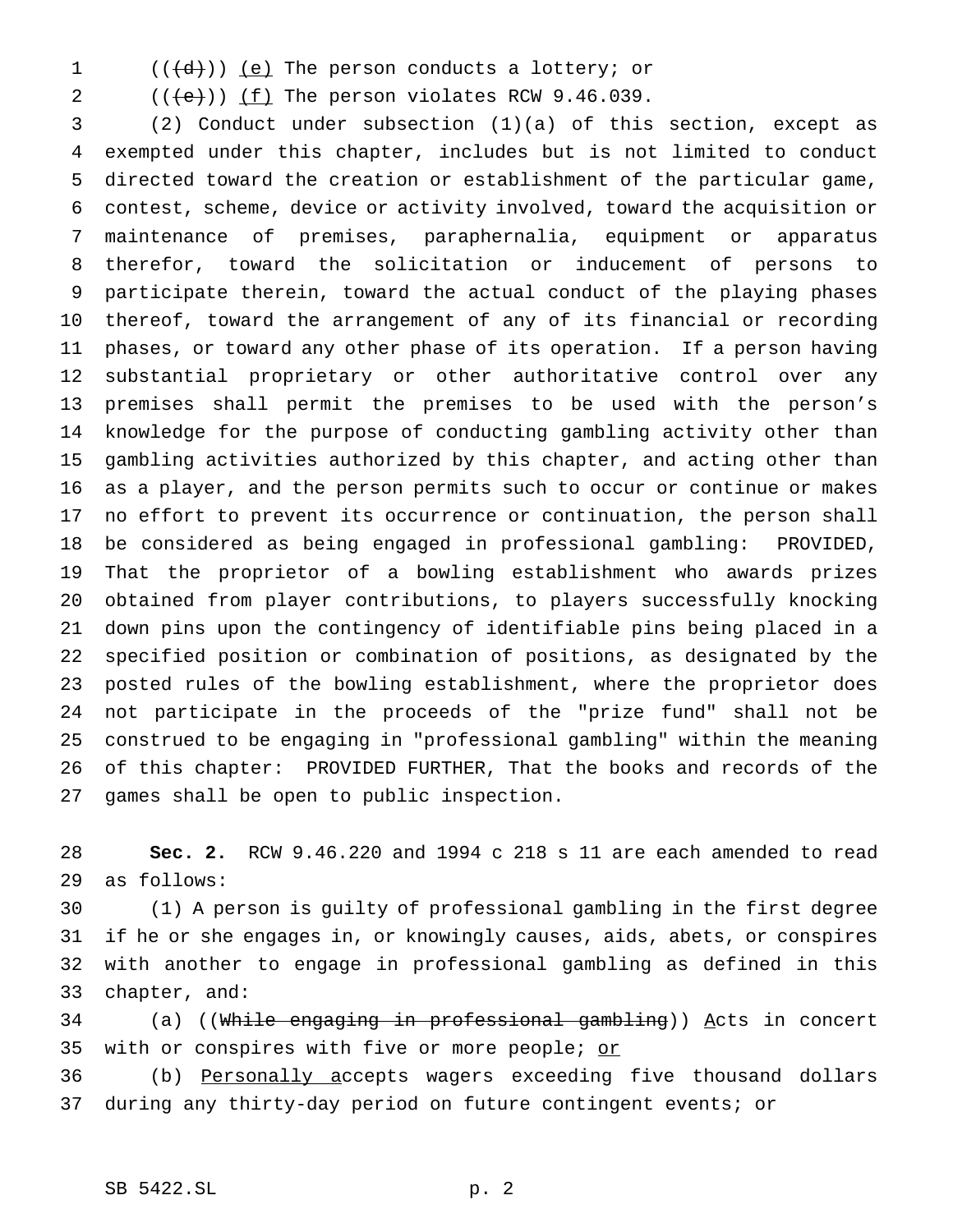((~~(d)~~)) <u>(e)</u> The person conducts a lottery; or

((~~(e)~~)) <u>(f)</u> The person violates RCW 9.46.039.

(2) Conduct under subsection (1)(a) of this section, except as exempted under this chapter, includes but is not limited to conduct directed toward the creation or establishment of the particular game, contest, scheme, device or activity involved, toward the acquisition or maintenance of premises, paraphernalia, equipment or apparatus therefor, toward the solicitation or inducement of persons to participate therein, toward the actual conduct of the playing phases thereof, toward the arrangement of any of its financial or recording phases, or toward any other phase of its operation. If a person having substantial proprietary or other authoritative control over any premises shall permit the premises to be used with the person's knowledge for the purpose of conducting gambling activity other than gambling activities authorized by this chapter, and acting other than as a player, and the person permits such to occur or continue or makes no effort to prevent its occurrence or continuation, the person shall be considered as being engaged in professional gambling: PROVIDED, That the proprietor of a bowling establishment who awards prizes obtained from player contributions, to players successfully knocking down pins upon the contingency of identifiable pins being placed in a specified position or combination of positions, as designated by the posted rules of the bowling establishment, where the proprietor does not participate in the proceeds of the "prize fund" shall not be construed to be engaging in "professional gambling" within the meaning of this chapter: PROVIDED FURTHER, That the books and records of the games shall be open to public inspection.

**Sec. 2.** RCW 9.46.220 and 1994 c 218 s 11 are each amended to read as follows:

(1) A person is guilty of professional gambling in the first degree if he or she engages in, or knowingly causes, aids, abets, or conspires with another to engage in professional gambling as defined in this chapter, and:

(a) ((~~While engaging in professional gambling~~)) <u>A</u>cts in concert with or conspires with five or more people; <u>or</u>

(b) <u>Personally a</u>ccepts wagers exceeding five thousand dollars during any thirty-day period on future contingent events; or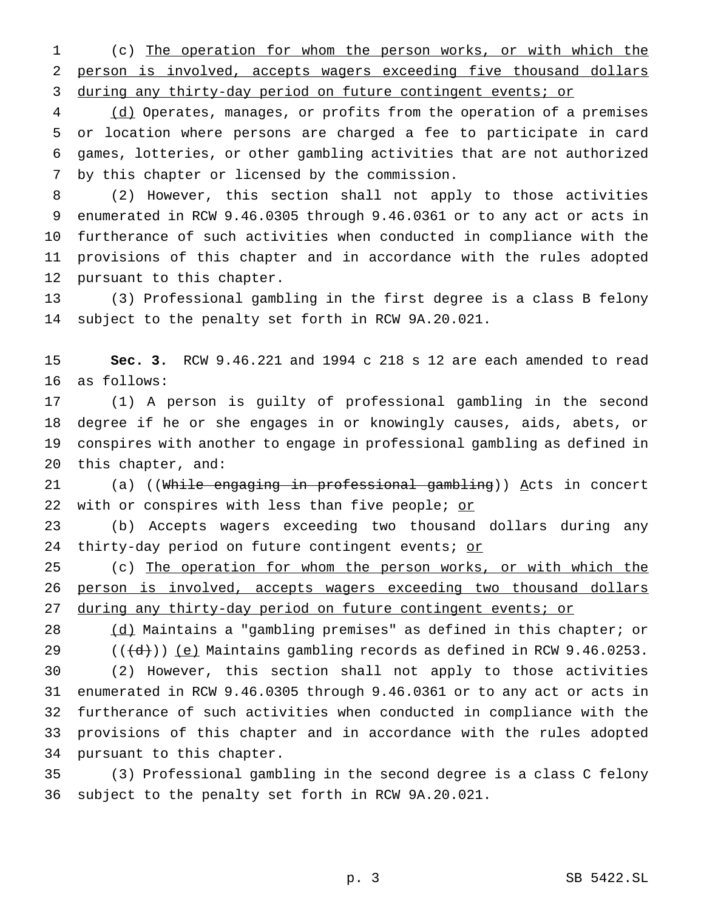(c) The operation for whom the person works, or with which the person is involved, accepts wagers exceeding five thousand dollars during any thirty-day period on future contingent events; or

(d) Operates, manages, or profits from the operation of a premises or location where persons are charged a fee to participate in card games, lotteries, or other gambling activities that are not authorized by this chapter or licensed by the commission.

(2) However, this section shall not apply to those activities enumerated in RCW 9.46.0305 through 9.46.0361 or to any act or acts in furtherance of such activities when conducted in compliance with the provisions of this chapter and in accordance with the rules adopted pursuant to this chapter.

(3) Professional gambling in the first degree is a class B felony subject to the penalty set forth in RCW 9A.20.021.

**Sec. 3.** RCW 9.46.221 and 1994 c 218 s 12 are each amended to read as follows:

(1) A person is guilty of professional gambling in the second degree if he or she engages in or knowingly causes, aids, abets, or conspires with another to engage in professional gambling as defined in this chapter, and:

(a) ((~~While engaging in professional gambling~~)) Acts in concert with or conspires with less than five people; or

(b) Accepts wagers exceeding two thousand dollars during any thirty-day period on future contingent events; or

(c) The operation for whom the person works, or with which the person is involved, accepts wagers exceeding two thousand dollars during any thirty-day period on future contingent events; or

(d) Maintains a "gambling premises" as defined in this chapter; or

((~~(d)~~)) (e) Maintains gambling records as defined in RCW 9.46.0253.

(2) However, this section shall not apply to those activities enumerated in RCW 9.46.0305 through 9.46.0361 or to any act or acts in furtherance of such activities when conducted in compliance with the provisions of this chapter and in accordance with the rules adopted pursuant to this chapter.

(3) Professional gambling in the second degree is a class C felony subject to the penalty set forth in RCW 9A.20.021.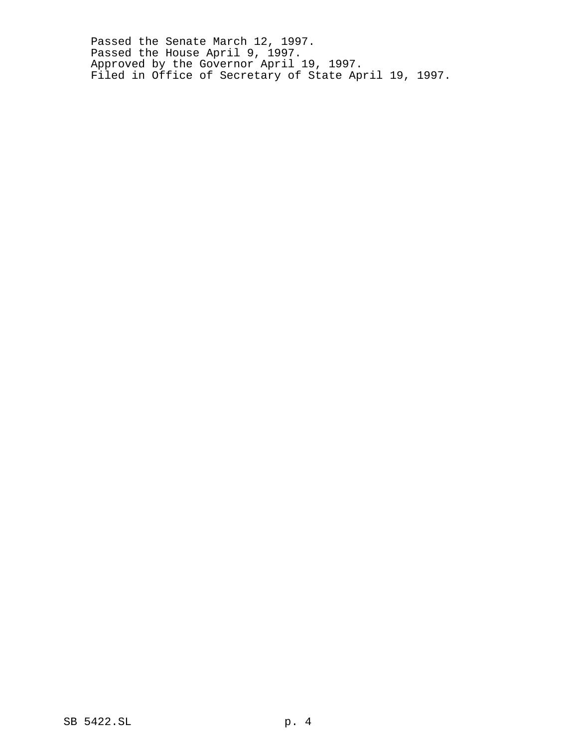Passed the Senate March 12, 1997.
Passed the House April 9, 1997.
Approved by the Governor April 19, 1997.
Filed in Office of Secretary of State April 19, 1997.